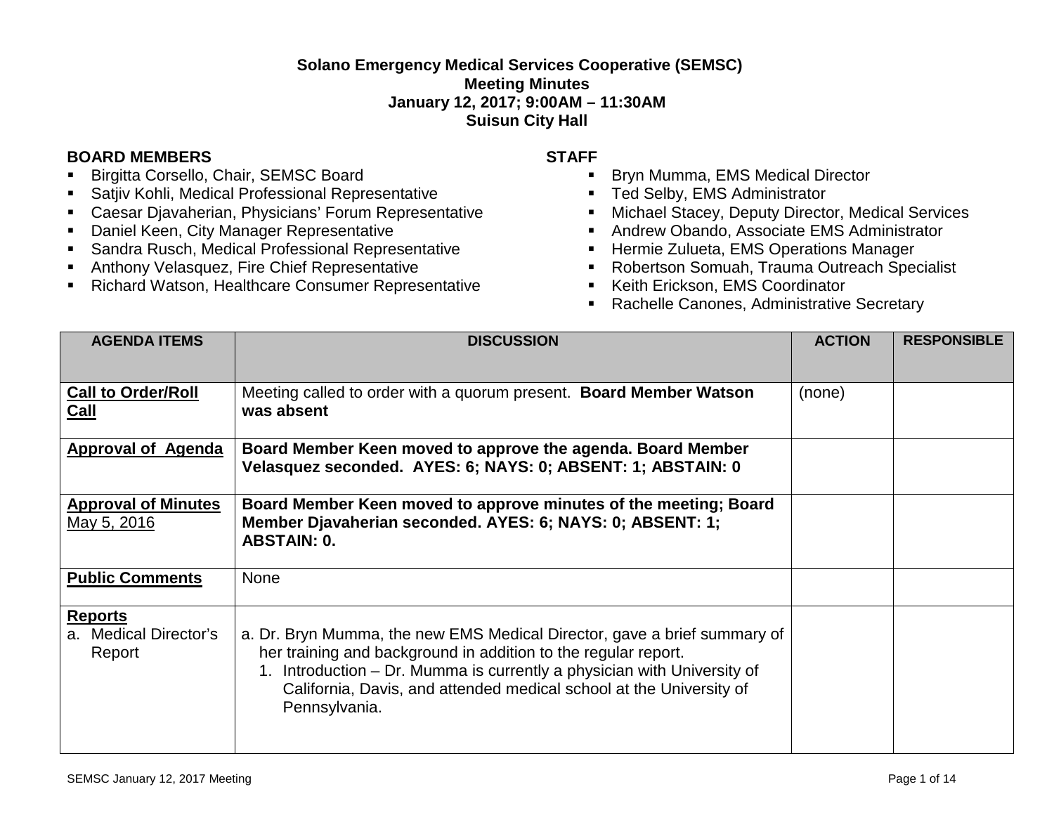**Solano Emergency Medical Services Cooperative (SEMSC)**
**Meeting Minutes**
**January 12, 2017; 9:00AM – 11:30AM**
**Suisun City Hall**

**BOARD MEMBERS**

- Birgitta Corsello, Chair, SEMSC Board
- Satjiv Kohli, Medical Professional Representative
- Caesar Djavaherian, Physicians' Forum Representative
- Daniel Keen, City Manager Representative
- Sandra Rusch, Medical Professional Representative
- Anthony Velasquez, Fire Chief Representative
- Richard Watson, Healthcare Consumer Representative

**STAFF**

- Bryn Mumma, EMS Medical Director
- Ted Selby, EMS Administrator
- Michael Stacey, Deputy Director, Medical Services
- Andrew Obando, Associate EMS Administrator
- Hermie Zulueta, EMS Operations Manager
- Robertson Somuah, Trauma Outreach Specialist
- Keith Erickson, EMS Coordinator
- Rachelle Canones, Administrative Secretary

| AGENDA ITEMS | DISCUSSION | ACTION | RESPONSIBLE |
|---|---|---|---|
| **Call to Order/Roll Call** | Meeting called to order with a quorum present. **Board Member Watson was absent** | (none) | |
| **Approval of Agenda** | **Board Member Keen moved to approve the agenda. Board Member Velasquez seconded. AYES: 6; NAYS: 0; ABSENT: 1; ABSTAIN: 0** | | |
| **Approval of Minutes** May 5, 2016 | **Board Member Keen moved to approve minutes of the meeting; Board Member Djavaherian seconded. AYES: 6; NAYS: 0; ABSENT: 1; ABSTAIN: 0.** | | |
| **Public Comments** | None | | |
| **Reports** a. Medical Director's Report | a. Dr. Bryn Mumma, the new EMS Medical Director, gave a brief summary of her training and background in addition to the regular report. 1. Introduction – Dr. Mumma is currently a physician with University of California, Davis, and attended medical school at the University of Pennsylvania. | | |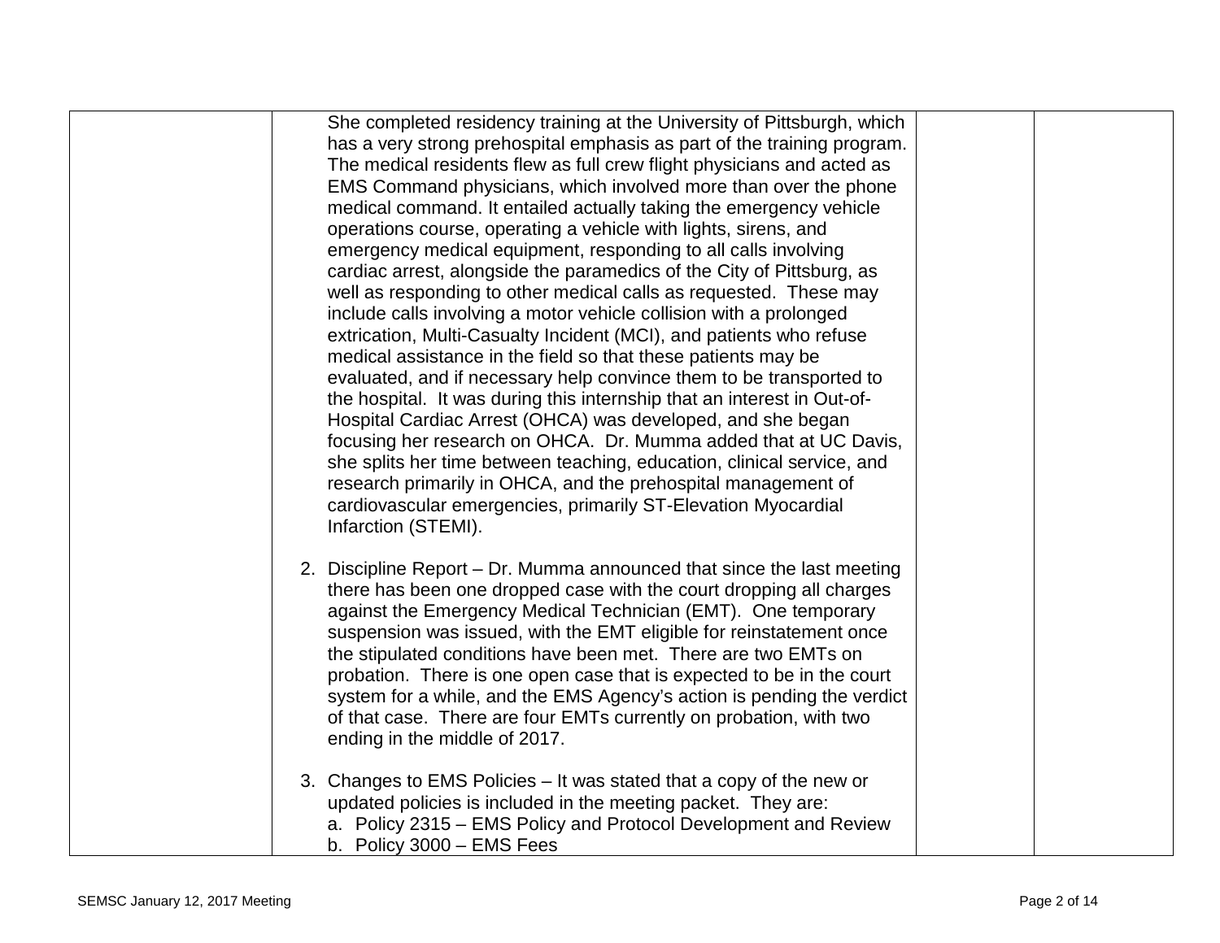| | | | |
|---|---|---|---|
| | She completed residency training at the University of Pittsburgh, which has a very strong prehospital emphasis as part of the training program. The medical residents flew as full crew flight physicians and acted as EMS Command physicians, which involved more than over the phone medical command. It entailed actually taking the emergency vehicle operations course, operating a vehicle with lights, sirens, and emergency medical equipment, responding to all calls involving cardiac arrest, alongside the paramedics of the City of Pittsburg, as well as responding to other medical calls as requested. These may include calls involving a motor vehicle collision with a prolonged extrication, Multi-Casualty Incident (MCI), and patients who refuse medical assistance in the field so that these patients may be evaluated, and if necessary help convince them to be transported to the hospital. It was during this internship that an interest in Out-of-Hospital Cardiac Arrest (OHCA) was developed, and she began focusing her research on OHCA. Dr. Mumma added that at UC Davis, she splits her time between teaching, education, clinical service, and research primarily in OHCA, and the prehospital management of cardiovascular emergencies, primarily ST-Elevation Myocardial Infarction (STEMI).<br><br>2. Discipline Report – Dr. Mumma announced that since the last meeting there has been one dropped case with the court dropping all charges against the Emergency Medical Technician (EMT). One temporary suspension was issued, with the EMT eligible for reinstatement once the stipulated conditions have been met. There are two EMTs on probation. There is one open case that is expected to be in the court system for a while, and the EMS Agency's action is pending the verdict of that case. There are four EMTs currently on probation, with two ending in the middle of 2017.<br><br>3. Changes to EMS Policies – It was stated that a copy of the new or updated policies is included in the meeting packet. They are:<br>a. Policy 2315 – EMS Policy and Protocol Development and Review<br>b. Policy 3000 – EMS Fees | | |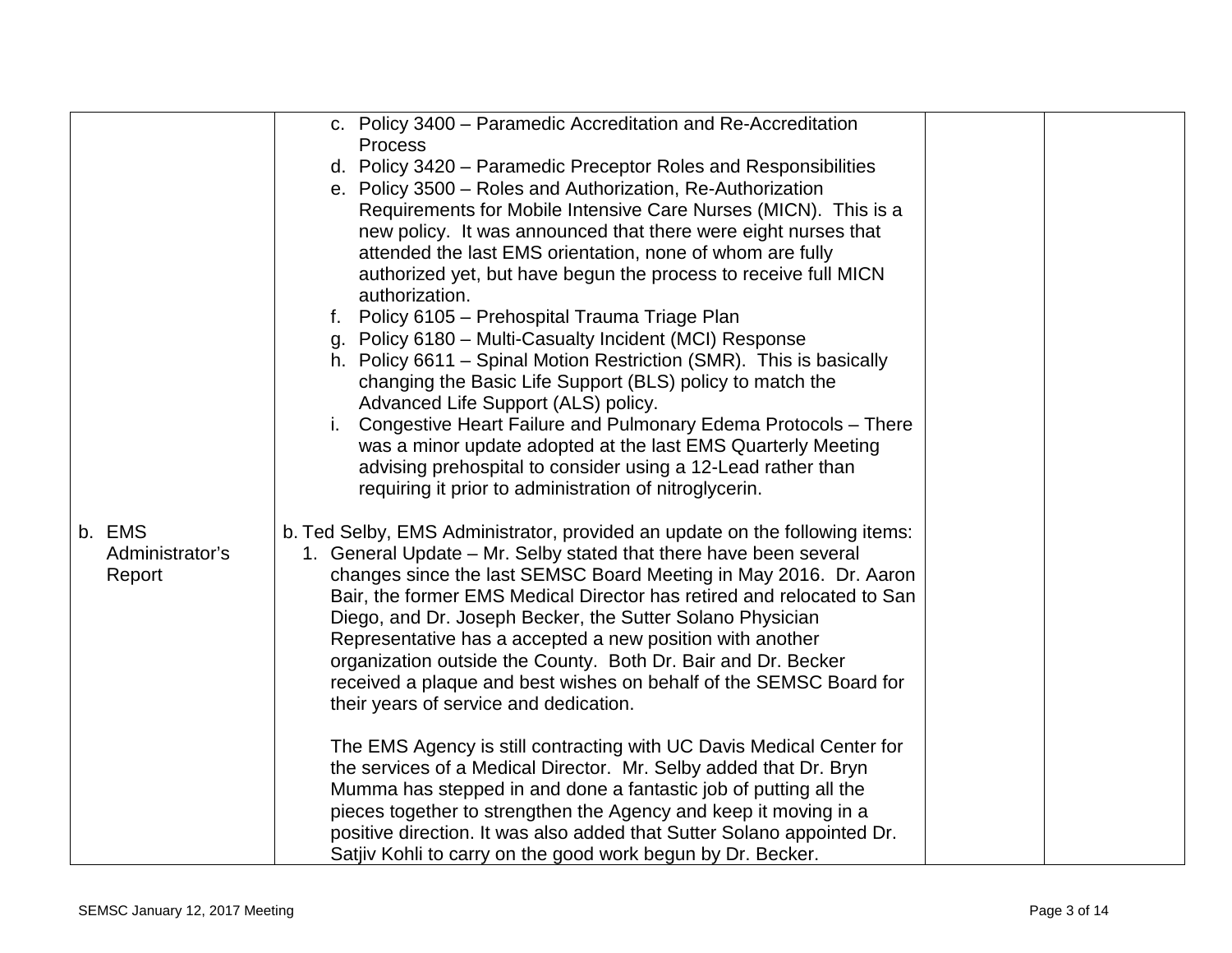| | | | |
|---|---|---|---|
| | c. Policy 3400 – Paramedic Accreditation and Re-Accreditation Process<br>d. Policy 3420 – Paramedic Preceptor Roles and Responsibilities<br>e. Policy 3500 – Roles and Authorization, Re-Authorization Requirements for Mobile Intensive Care Nurses (MICN). This is a new policy. It was announced that there were eight nurses that attended the last EMS orientation, none of whom are fully authorized yet, but have begun the process to receive full MICN authorization.<br>f. Policy 6105 – Prehospital Trauma Triage Plan<br>g. Policy 6180 – Multi-Casualty Incident (MCI) Response<br>h. Policy 6611 – Spinal Motion Restriction (SMR). This is basically changing the Basic Life Support (BLS) policy to match the Advanced Life Support (ALS) policy.<br>i. Congestive Heart Failure and Pulmonary Edema Protocols – There was a minor update adopted at the last EMS Quarterly Meeting advising prehospital to consider using a 12-Lead rather than requiring it prior to administration of nitroglycerin. | | |
| b. EMS Administrator's Report | b. Ted Selby, EMS Administrator, provided an update on the following items:<br>1. General Update – Mr. Selby stated that there have been several changes since the last SEMSC Board Meeting in May 2016. Dr. Aaron Bair, the former EMS Medical Director has retired and relocated to San Diego, and Dr. Joseph Becker, the Sutter Solano Physician Representative has a accepted a new position with another organization outside the County. Both Dr. Bair and Dr. Becker received a plaque and best wishes on behalf of the SEMSC Board for their years of service and dedication.<br><br>The EMS Agency is still contracting with UC Davis Medical Center for the services of a Medical Director. Mr. Selby added that Dr. Bryn Mumma has stepped in and done a fantastic job of putting all the pieces together to strengthen the Agency and keep it moving in a positive direction. It was also added that Sutter Solano appointed Dr. Satjiv Kohli to carry on the good work begun by Dr. Becker. | | |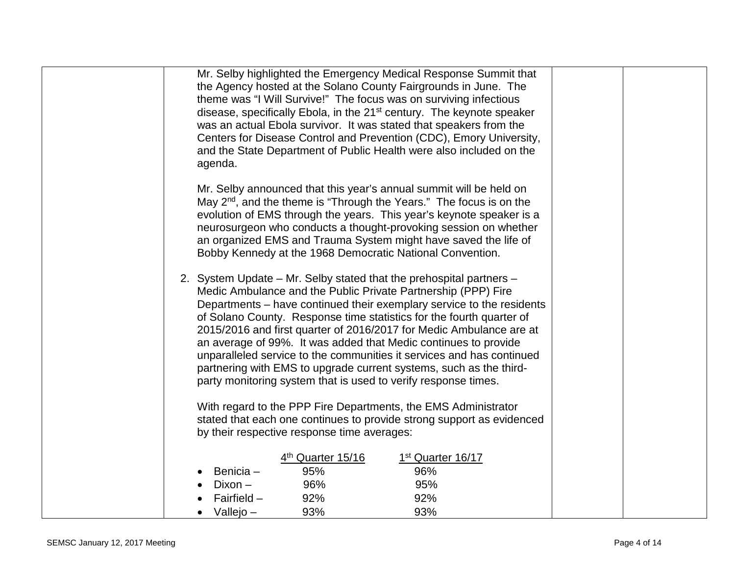Mr. Selby highlighted the Emergency Medical Response Summit that the Agency hosted at the Solano County Fairgrounds in June. The theme was "I Will Survive!" The focus was on surviving infectious disease, specifically Ebola, in the 21st century. The keynote speaker was an actual Ebola survivor. It was stated that speakers from the Centers for Disease Control and Prevention (CDC), Emory University, and the State Department of Public Health were also included on the agenda.

Mr. Selby announced that this year's annual summit will be held on May 2nd, and the theme is "Through the Years." The focus is on the evolution of EMS through the years. This year's keynote speaker is a neurosurgeon who conducts a thought-provoking session on whether an organized EMS and Trauma System might have saved the life of Bobby Kennedy at the 1968 Democratic National Convention.

2. System Update – Mr. Selby stated that the prehospital partners – Medic Ambulance and the Public Private Partnership (PPP) Fire Departments – have continued their exemplary service to the residents of Solano County. Response time statistics for the fourth quarter of 2015/2016 and first quarter of 2016/2017 for Medic Ambulance are at an average of 99%. It was added that Medic continues to provide unparalleled service to the communities it services and has continued partnering with EMS to upgrade current systems, such as the third-party monitoring system that is used to verify response times.

   With regard to the PPP Fire Departments, the EMS Administrator stated that each one continues to provide strong support as evidenced by their respective response time averages:

| | 4th Quarter 15/16 | 1st Quarter 16/17 |
|---|---|---|
| • Benicia – | 95% | 96% |
| • Dixon – | 96% | 95% |
| • Fairfield – | 92% | 92% |
| • Vallejo – | 93% | 93% |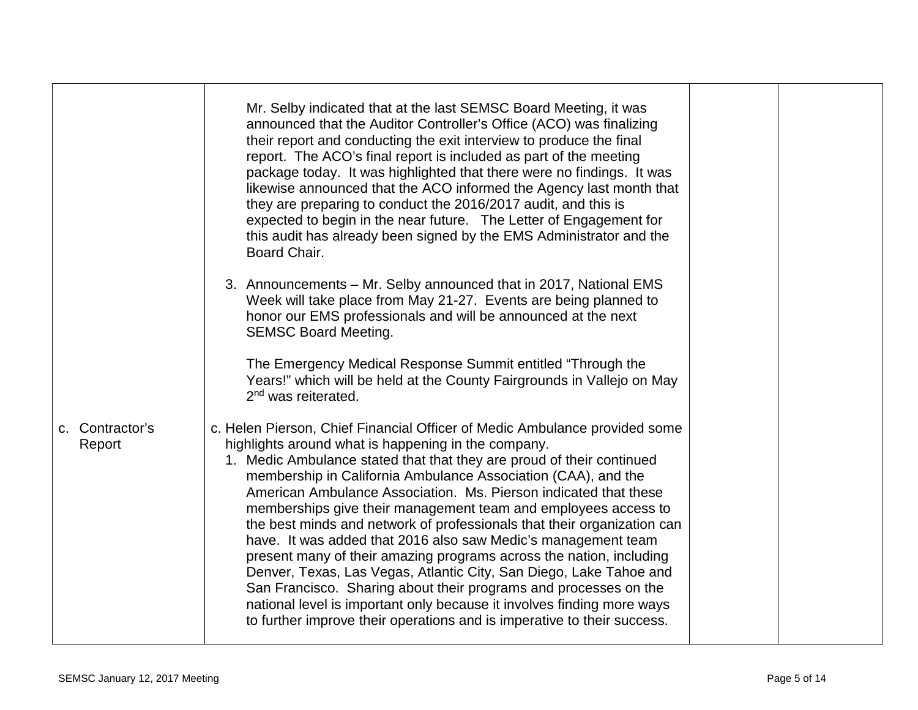| | | | |
|---|---|---|---|
| | Mr. Selby indicated that at the last SEMSC Board Meeting, it was announced that the Auditor Controller's Office (ACO) was finalizing their report and conducting the exit interview to produce the final report. The ACO's final report is included as part of the meeting package today. It was highlighted that there were no findings. It was likewise announced that the ACO informed the Agency last month that they are preparing to conduct the 2016/2017 audit, and this is expected to begin in the near future. The Letter of Engagement for this audit has already been signed by the EMS Administrator and the Board Chair.<br><br>3. Announcements – Mr. Selby announced that in 2017, National EMS Week will take place from May 21-27. Events are being planned to honor our EMS professionals and will be announced at the next SEMSC Board Meeting.<br><br>The Emergency Medical Response Summit entitled "Through the Years!" which will be held at the County Fairgrounds in Vallejo on May 2nd was reiterated. | | |
| c. Contractor's Report | c. Helen Pierson, Chief Financial Officer of Medic Ambulance provided some highlights around what is happening in the company.<br>1. Medic Ambulance stated that that they are proud of their continued membership in California Ambulance Association (CAA), and the American Ambulance Association. Ms. Pierson indicated that these memberships give their management team and employees access to the best minds and network of professionals that their organization can have. It was added that 2016 also saw Medic's management team present many of their amazing programs across the nation, including Denver, Texas, Las Vegas, Atlantic City, San Diego, Lake Tahoe and San Francisco. Sharing about their programs and processes on the national level is important only because it involves finding more ways to further improve their operations and is imperative to their success. | | |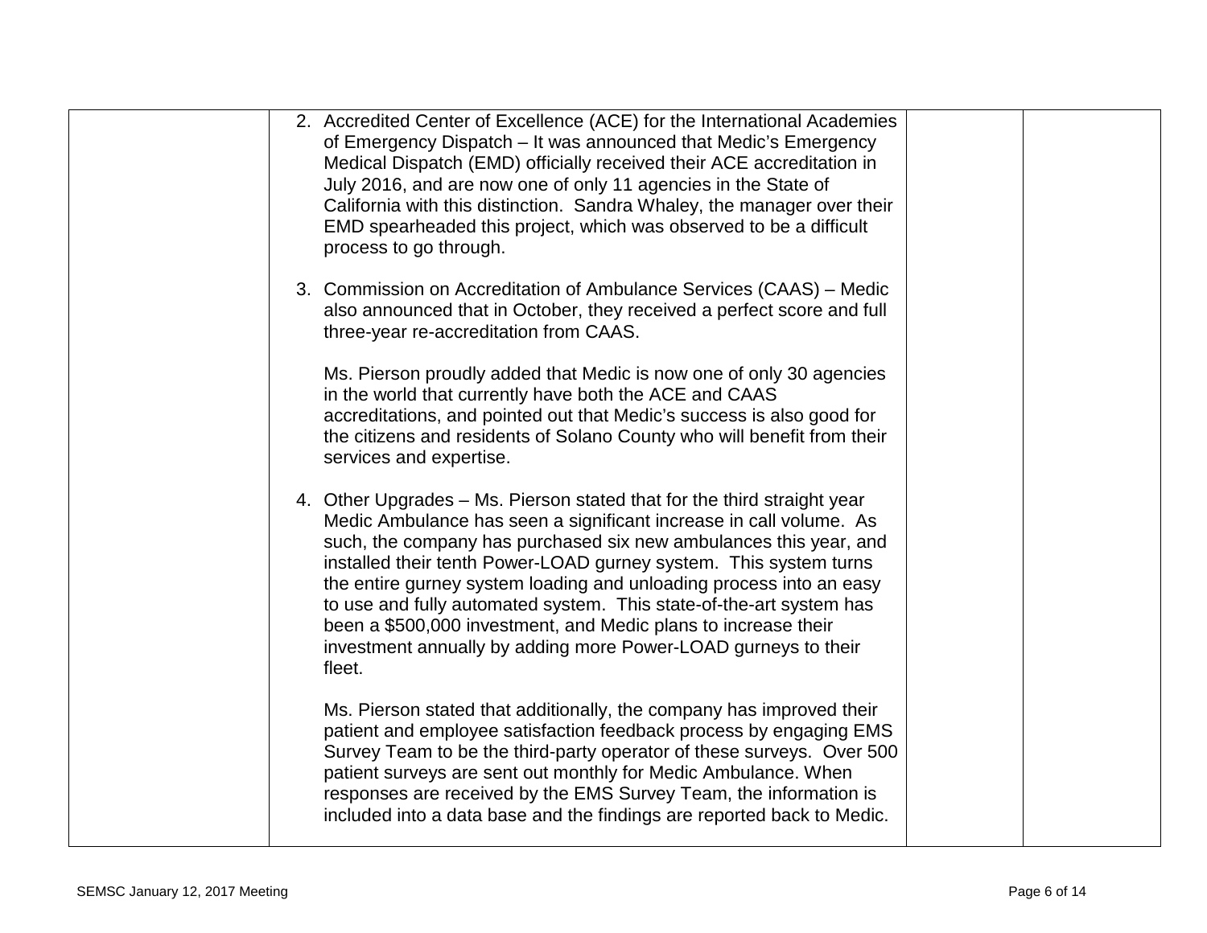| | | | |
|---|---|---|---|
| | 2. Accredited Center of Excellence (ACE) for the International Academies of Emergency Dispatch – It was announced that Medic's Emergency Medical Dispatch (EMD) officially received their ACE accreditation in July 2016, and are now one of only 11 agencies in the State of California with this distinction. Sandra Whaley, the manager over their EMD spearheaded this project, which was observed to be a difficult process to go through.<br><br>3. Commission on Accreditation of Ambulance Services (CAAS) – Medic also announced that in October, they received a perfect score and full three-year re-accreditation from CAAS.<br><br>Ms. Pierson proudly added that Medic is now one of only 30 agencies in the world that currently have both the ACE and CAAS accreditations, and pointed out that Medic's success is also good for the citizens and residents of Solano County who will benefit from their services and expertise.<br><br>4. Other Upgrades – Ms. Pierson stated that for the third straight year Medic Ambulance has seen a significant increase in call volume. As such, the company has purchased six new ambulances this year, and installed their tenth Power-LOAD gurney system. This system turns the entire gurney system loading and unloading process into an easy to use and fully automated system. This state-of-the-art system has been a $500,000 investment, and Medic plans to increase their investment annually by adding more Power-LOAD gurneys to their fleet.<br><br>Ms. Pierson stated that additionally, the company has improved their patient and employee satisfaction feedback process by engaging EMS Survey Team to be the third-party operator of these surveys. Over 500 patient surveys are sent out monthly for Medic Ambulance. When responses are received by the EMS Survey Team, the information is included into a data base and the findings are reported back to Medic. | | |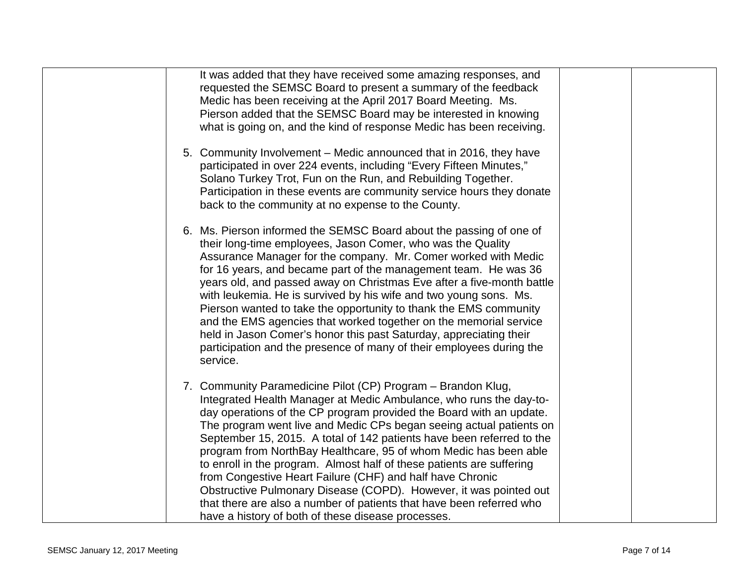| | | | |
|---|---|---|---|
| | It was added that they have received some amazing responses, and requested the SEMSC Board to present a summary of the feedback Medic has been receiving at the April 2017 Board Meeting. Ms. Pierson added that the SEMSC Board may be interested in knowing what is going on, and the kind of response Medic has been receiving.<br><br>5. Community Involvement – Medic announced that in 2016, they have participated in over 224 events, including "Every Fifteen Minutes," Solano Turkey Trot, Fun on the Run, and Rebuilding Together. Participation in these events are community service hours they donate back to the community at no expense to the County.<br><br>6. Ms. Pierson informed the SEMSC Board about the passing of one of their long-time employees, Jason Comer, who was the Quality Assurance Manager for the company. Mr. Comer worked with Medic for 16 years, and became part of the management team. He was 36 years old, and passed away on Christmas Eve after a five-month battle with leukemia. He is survived by his wife and two young sons. Ms. Pierson wanted to take the opportunity to thank the EMS community and the EMS agencies that worked together on the memorial service held in Jason Comer's honor this past Saturday, appreciating their participation and the presence of many of their employees during the service.<br><br>7. Community Paramedicine Pilot (CP) Program – Brandon Klug, Integrated Health Manager at Medic Ambulance, who runs the day-to-day operations of the CP program provided the Board with an update. The program went live and Medic CPs began seeing actual patients on September 15, 2015. A total of 142 patients have been referred to the program from NorthBay Healthcare, 95 of whom Medic has been able to enroll in the program. Almost half of these patients are suffering from Congestive Heart Failure (CHF) and half have Chronic Obstructive Pulmonary Disease (COPD). However, it was pointed out that there are also a number of patients that have been referred who have a history of both of these disease processes. | | |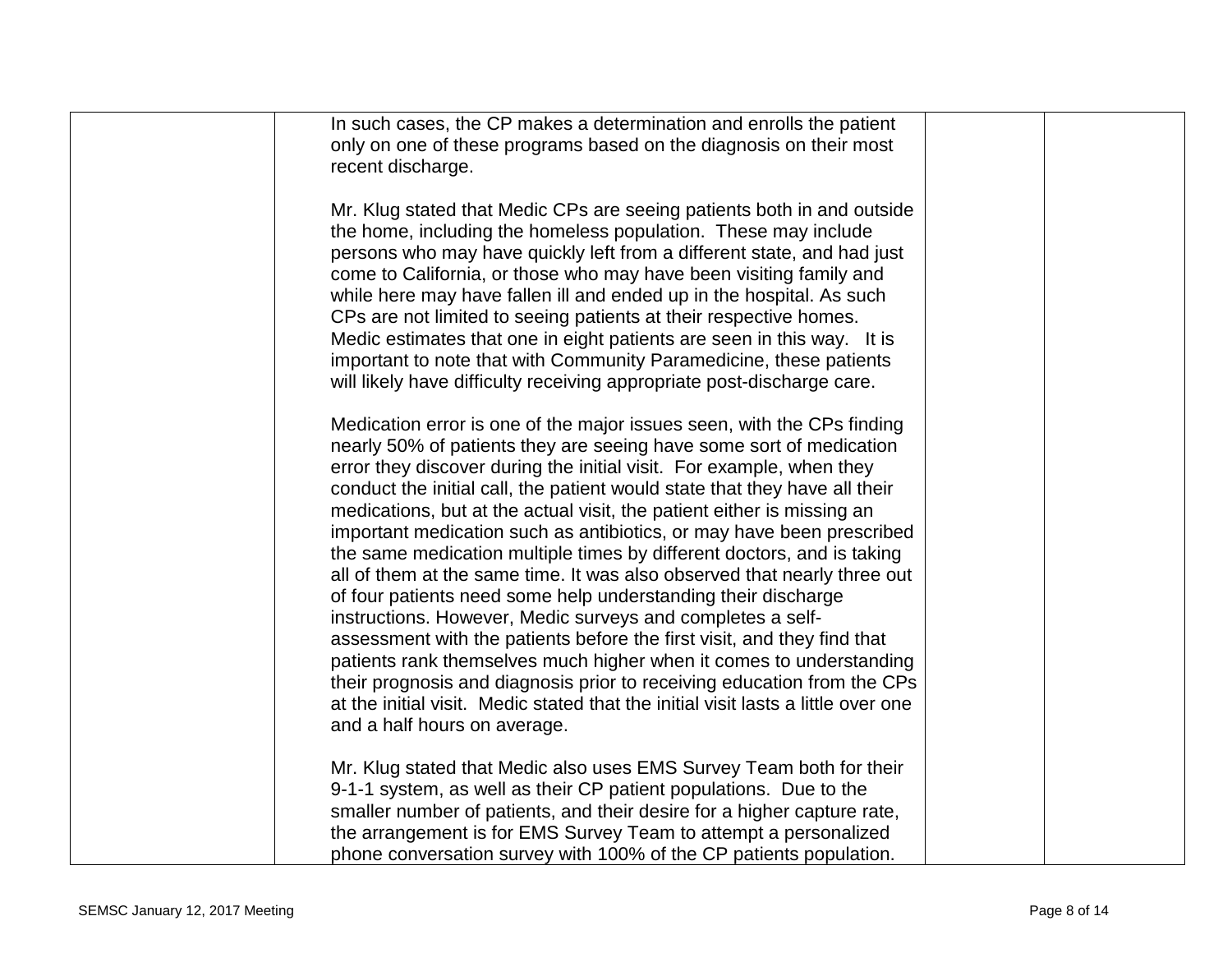| | | | |
|---|---|---|---|
| | In such cases, the CP makes a determination and enrolls the patient only on one of these programs based on the diagnosis on their most recent discharge.<br><br>Mr. Klug stated that Medic CPs are seeing patients both in and outside the home, including the homeless population. These may include persons who may have quickly left from a different state, and had just come to California, or those who may have been visiting family and while here may have fallen ill and ended up in the hospital. As such CPs are not limited to seeing patients at their respective homes. Medic estimates that one in eight patients are seen in this way. It is important to note that with Community Paramedicine, these patients will likely have difficulty receiving appropriate post-discharge care.<br><br>Medication error is one of the major issues seen, with the CPs finding nearly 50% of patients they are seeing have some sort of medication error they discover during the initial visit. For example, when they conduct the initial call, the patient would state that they have all their medications, but at the actual visit, the patient either is missing an important medication such as antibiotics, or may have been prescribed the same medication multiple times by different doctors, and is taking all of them at the same time. It was also observed that nearly three out of four patients need some help understanding their discharge instructions. However, Medic surveys and completes a self-assessment with the patients before the first visit, and they find that patients rank themselves much higher when it comes to understanding their prognosis and diagnosis prior to receiving education from the CPs at the initial visit. Medic stated that the initial visit lasts a little over one and a half hours on average.<br><br>Mr. Klug stated that Medic also uses EMS Survey Team both for their 9-1-1 system, as well as their CP patient populations. Due to the smaller number of patients, and their desire for a higher capture rate, the arrangement is for EMS Survey Team to attempt a personalized phone conversation survey with 100% of the CP patients population. | | |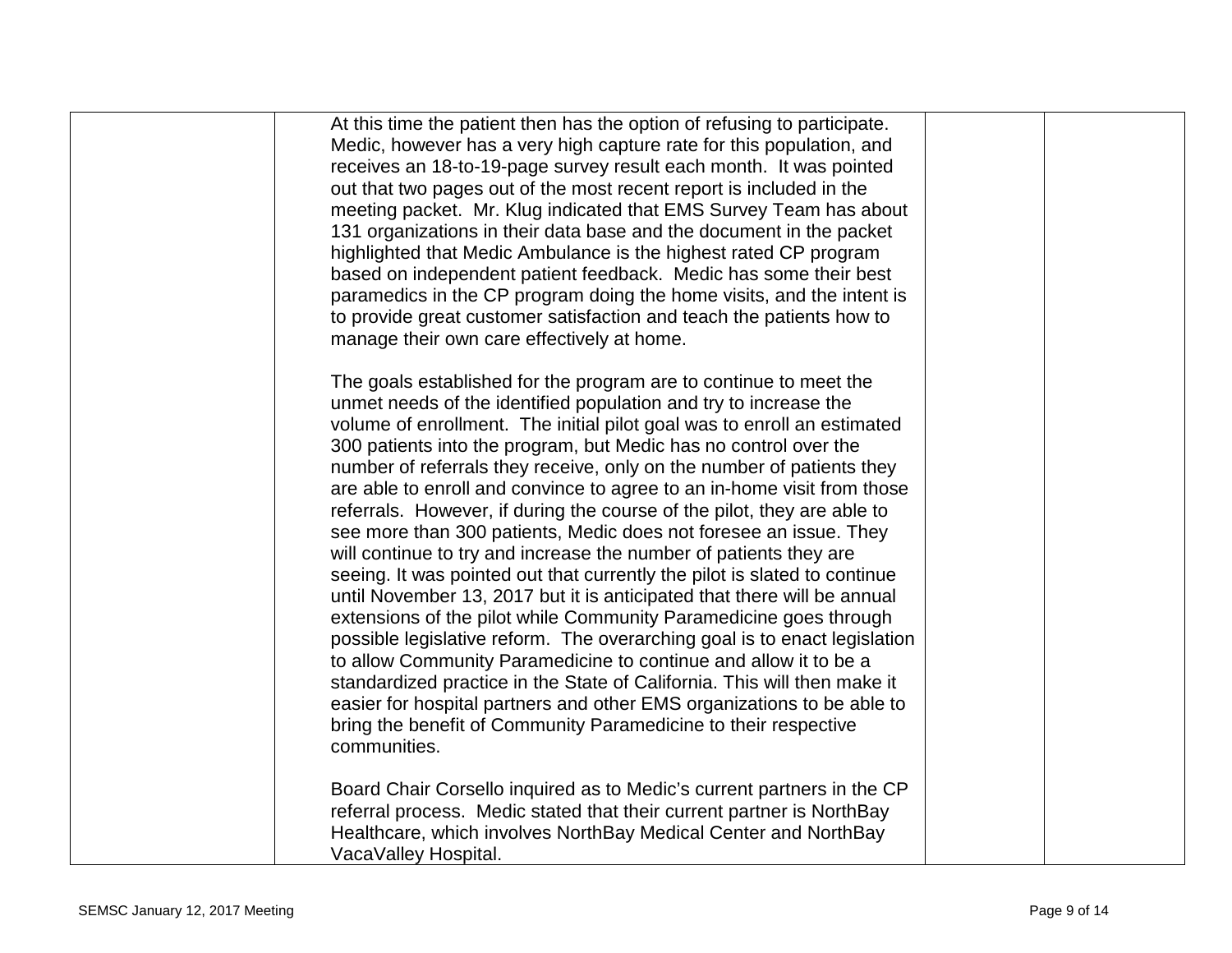| | | | |
|---|---|---|---|
| | At this time the patient then has the option of refusing to participate. Medic, however has a very high capture rate for this population, and receives an 18-to-19-page survey result each month. It was pointed out that two pages out of the most recent report is included in the meeting packet. Mr. Klug indicated that EMS Survey Team has about 131 organizations in their data base and the document in the packet highlighted that Medic Ambulance is the highest rated CP program based on independent patient feedback. Medic has some their best paramedics in the CP program doing the home visits, and the intent is to provide great customer satisfaction and teach the patients how to manage their own care effectively at home.<br><br>The goals established for the program are to continue to meet the unmet needs of the identified population and try to increase the volume of enrollment. The initial pilot goal was to enroll an estimated 300 patients into the program, but Medic has no control over the number of referrals they receive, only on the number of patients they are able to enroll and convince to agree to an in-home visit from those referrals. However, if during the course of the pilot, they are able to see more than 300 patients, Medic does not foresee an issue. They will continue to try and increase the number of patients they are seeing. It was pointed out that currently the pilot is slated to continue until November 13, 2017 but it is anticipated that there will be annual extensions of the pilot while Community Paramedicine goes through possible legislative reform. The overarching goal is to enact legislation to allow Community Paramedicine to continue and allow it to be a standardized practice in the State of California. This will then make it easier for hospital partners and other EMS organizations to be able to bring the benefit of Community Paramedicine to their respective communities.<br><br>Board Chair Corsello inquired as to Medic's current partners in the CP referral process. Medic stated that their current partner is NorthBay Healthcare, which involves NorthBay Medical Center and NorthBay VacaValley Hospital. | | |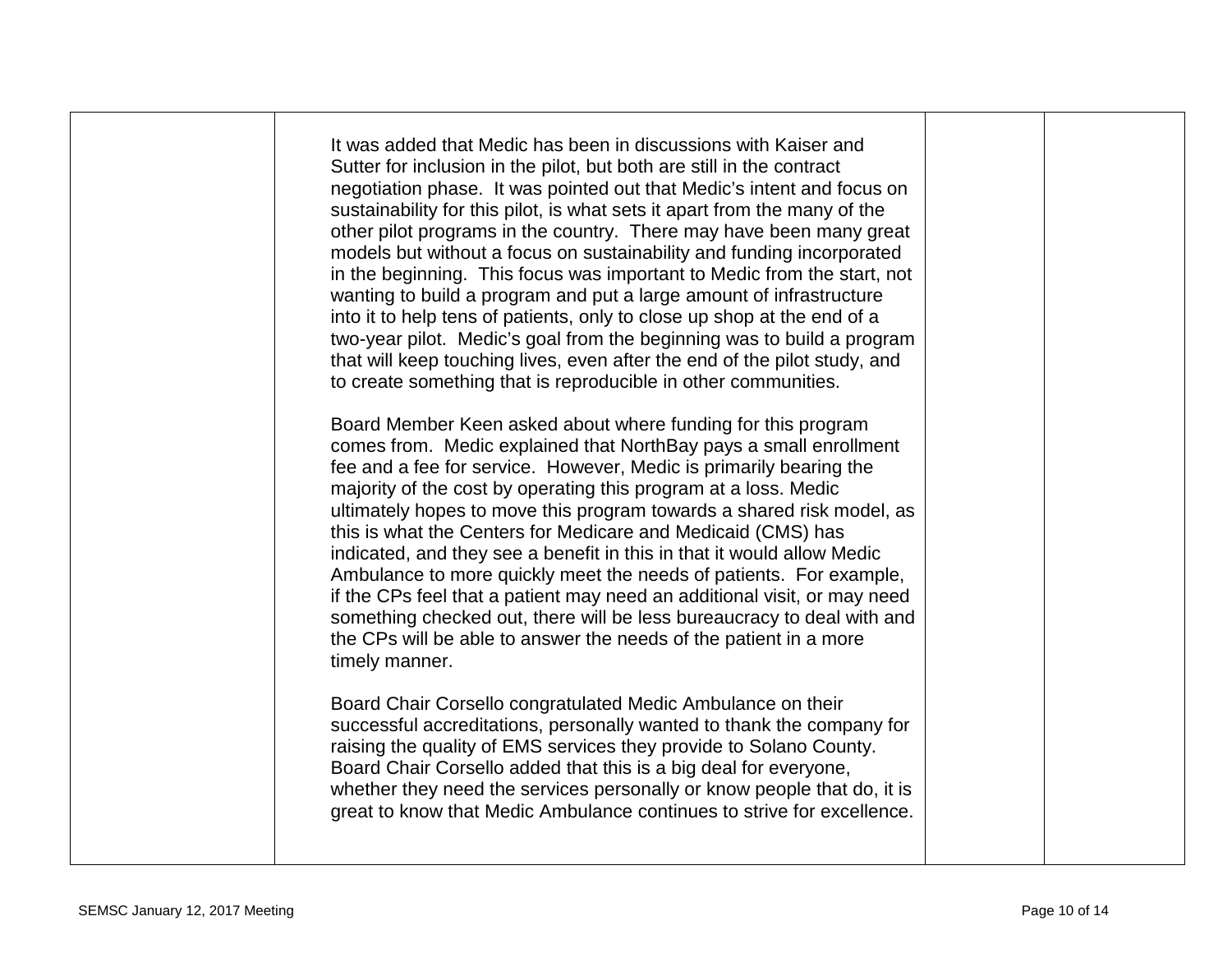| | | | |
|---|---|---|---|
| | It was added that Medic has been in discussions with Kaiser and Sutter for inclusion in the pilot, but both are still in the contract negotiation phase. It was pointed out that Medic's intent and focus on sustainability for this pilot, is what sets it apart from the many of the other pilot programs in the country. There may have been many great models but without a focus on sustainability and funding incorporated in the beginning. This focus was important to Medic from the start, not wanting to build a program and put a large amount of infrastructure into it to help tens of patients, only to close up shop at the end of a two-year pilot. Medic's goal from the beginning was to build a program that will keep touching lives, even after the end of the pilot study, and to create something that is reproducible in other communities.<br><br>Board Member Keen asked about where funding for this program comes from. Medic explained that NorthBay pays a small enrollment fee and a fee for service. However, Medic is primarily bearing the majority of the cost by operating this program at a loss. Medic ultimately hopes to move this program towards a shared risk model, as this is what the Centers for Medicare and Medicaid (CMS) has indicated, and they see a benefit in this in that it would allow Medic Ambulance to more quickly meet the needs of patients. For example, if the CPs feel that a patient may need an additional visit, or may need something checked out, there will be less bureaucracy to deal with and the CPs will be able to answer the needs of the patient in a more timely manner.<br><br>Board Chair Corsello congratulated Medic Ambulance on their successful accreditations, personally wanted to thank the company for raising the quality of EMS services they provide to Solano County. Board Chair Corsello added that this is a big deal for everyone, whether they need the services personally or know people that do, it is great to know that Medic Ambulance continues to strive for excellence. | | |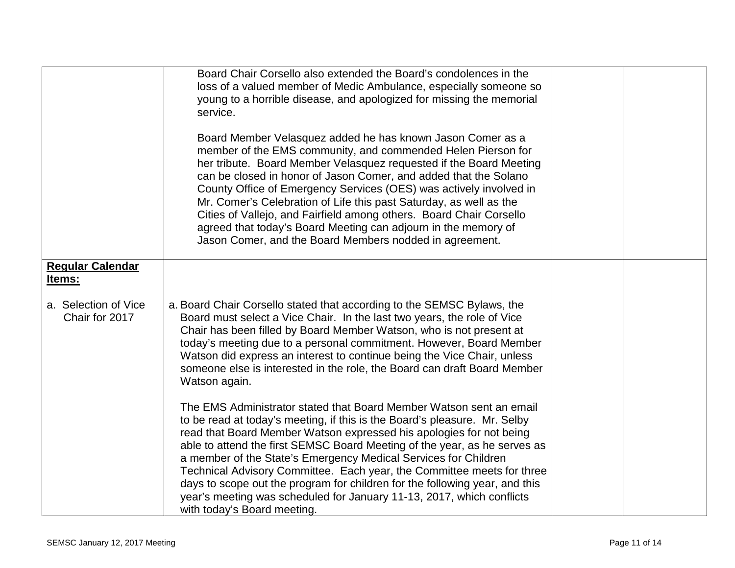| | | | |
|---|---|---|---|
| | Board Chair Corsello also extended the Board's condolences in the loss of a valued member of Medic Ambulance, especially someone so young to a horrible disease, and apologized for missing the memorial service.<br><br>Board Member Velasquez added he has known Jason Comer as a member of the EMS community, and commended Helen Pierson for her tribute. Board Member Velasquez requested if the Board Meeting can be closed in honor of Jason Comer, and added that the Solano County Office of Emergency Services (OES) was actively involved in Mr. Comer's Celebration of Life this past Saturday, as well as the Cities of Vallejo, and Fairfield among others. Board Chair Corsello agreed that today's Board Meeting can adjourn in the memory of Jason Comer, and the Board Members nodded in agreement. | | |
| **Regular Calendar Items:**<br><br>a. Selection of Vice Chair for 2017 | a. Board Chair Corsello stated that according to the SEMSC Bylaws, the Board must select a Vice Chair. In the last two years, the role of Vice Chair has been filled by Board Member Watson, who is not present at today's meeting due to a personal commitment. However, Board Member Watson did express an interest to continue being the Vice Chair, unless someone else is interested in the role, the Board can draft Board Member Watson again.<br><br>The EMS Administrator stated that Board Member Watson sent an email to be read at today's meeting, if this is the Board's pleasure. Mr. Selby read that Board Member Watson expressed his apologies for not being able to attend the first SEMSC Board Meeting of the year, as he serves as a member of the State's Emergency Medical Services for Children Technical Advisory Committee. Each year, the Committee meets for three days to scope out the program for children for the following year, and this year's meeting was scheduled for January 11-13, 2017, which conflicts with today's Board meeting. | | |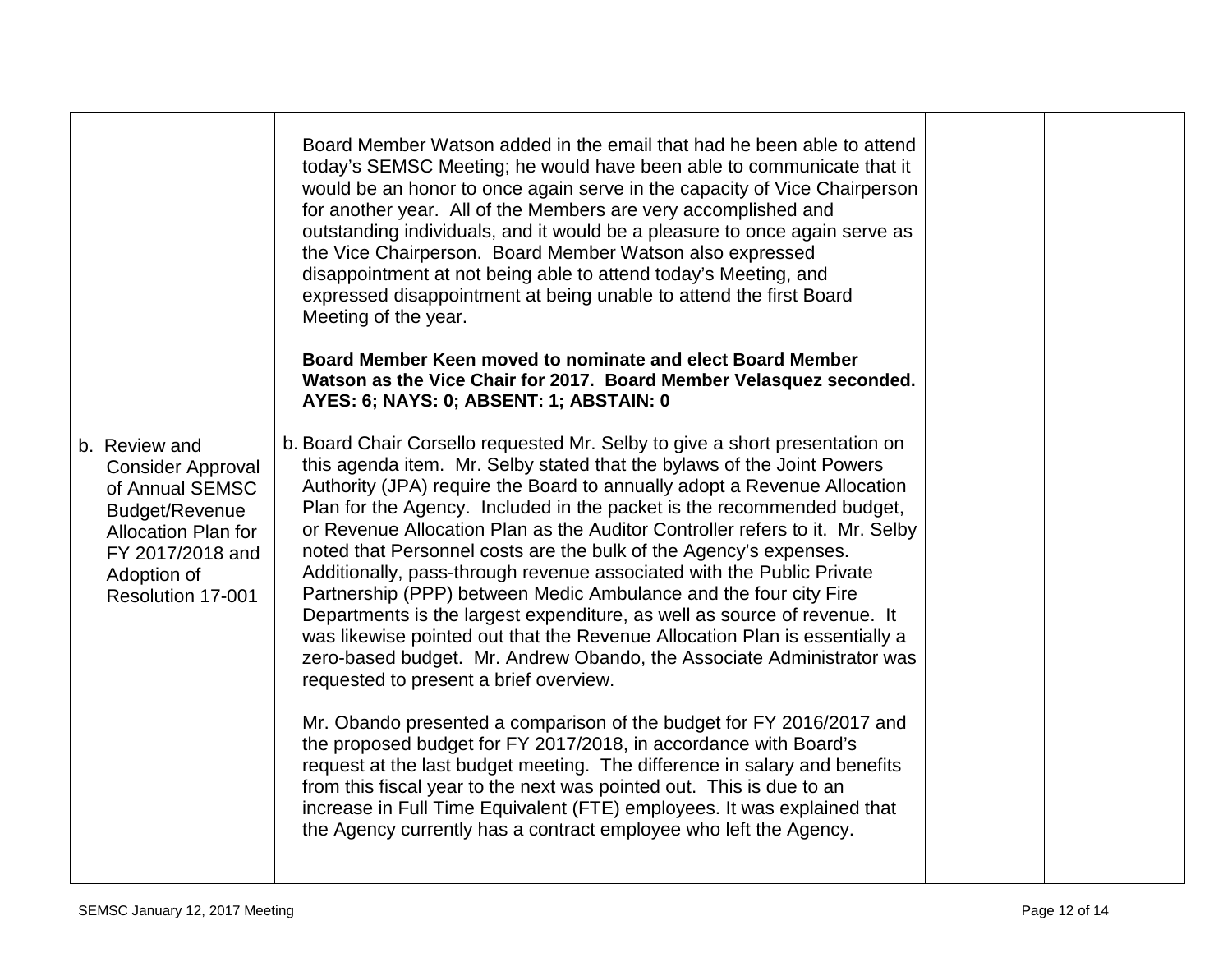| | | | |
|---|---|---|---|
| | Board Member Watson added in the email that had he been able to attend today's SEMSC Meeting; he would have been able to communicate that it would be an honor to once again serve in the capacity of Vice Chairperson for another year. All of the Members are very accomplished and outstanding individuals, and it would be a pleasure to once again serve as the Vice Chairperson. Board Member Watson also expressed disappointment at not being able to attend today's Meeting, and expressed disappointment at being unable to attend the first Board Meeting of the year.<br><br>**Board Member Keen moved to nominate and elect Board Member Watson as the Vice Chair for 2017. Board Member Velasquez seconded. AYES: 6; NAYS: 0; ABSENT: 1; ABSTAIN: 0** | | |
| b. Review and Consider Approval of Annual SEMSC Budget/Revenue Allocation Plan for FY 2017/2018 and Adoption of Resolution 17-001 | b. Board Chair Corsello requested Mr. Selby to give a short presentation on this agenda item. Mr. Selby stated that the bylaws of the Joint Powers Authority (JPA) require the Board to annually adopt a Revenue Allocation Plan for the Agency. Included in the packet is the recommended budget, or Revenue Allocation Plan as the Auditor Controller refers to it. Mr. Selby noted that Personnel costs are the bulk of the Agency's expenses. Additionally, pass-through revenue associated with the Public Private Partnership (PPP) between Medic Ambulance and the four city Fire Departments is the largest expenditure, as well as source of revenue. It was likewise pointed out that the Revenue Allocation Plan is essentially a zero-based budget. Mr. Andrew Obando, the Associate Administrator was requested to present a brief overview.<br><br>Mr. Obando presented a comparison of the budget for FY 2016/2017 and the proposed budget for FY 2017/2018, in accordance with Board's request at the last budget meeting. The difference in salary and benefits from this fiscal year to the next was pointed out. This is due to an increase in Full Time Equivalent (FTE) employees. It was explained that the Agency currently has a contract employee who left the Agency. | | |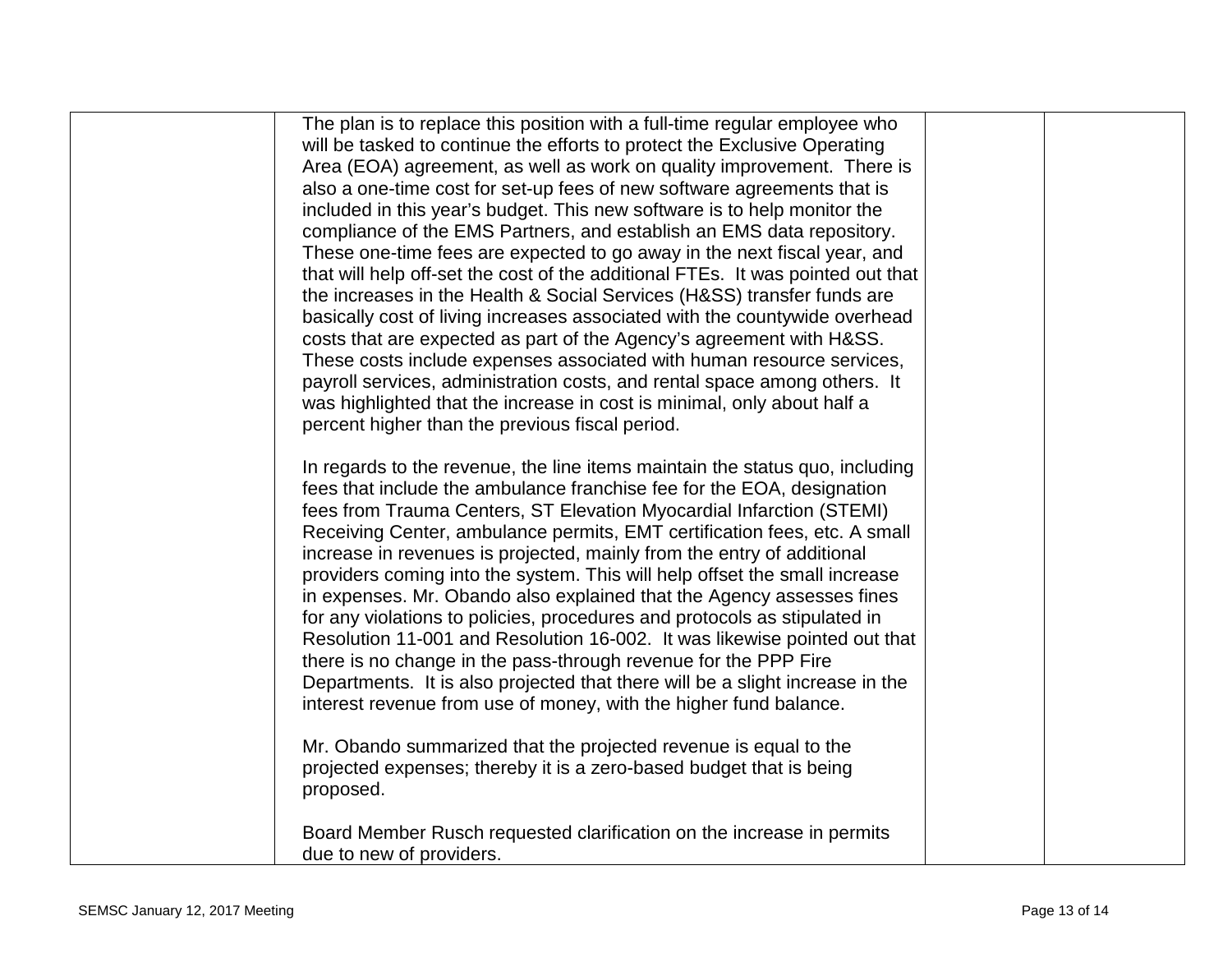| | | | |
|---|---|---|---|
| | The plan is to replace this position with a full-time regular employee who will be tasked to continue the efforts to protect the Exclusive Operating Area (EOA) agreement, as well as work on quality improvement. There is also a one-time cost for set-up fees of new software agreements that is included in this year's budget. This new software is to help monitor the compliance of the EMS Partners, and establish an EMS data repository. These one-time fees are expected to go away in the next fiscal year, and that will help off-set the cost of the additional FTEs. It was pointed out that the increases in the Health & Social Services (H&SS) transfer funds are basically cost of living increases associated with the countywide overhead costs that are expected as part of the Agency's agreement with H&SS. These costs include expenses associated with human resource services, payroll services, administration costs, and rental space among others. It was highlighted that the increase in cost is minimal, only about half a percent higher than the previous fiscal period.<br><br>In regards to the revenue, the line items maintain the status quo, including fees that include the ambulance franchise fee for the EOA, designation fees from Trauma Centers, ST Elevation Myocardial Infarction (STEMI) Receiving Center, ambulance permits, EMT certification fees, etc. A small increase in revenues is projected, mainly from the entry of additional providers coming into the system. This will help offset the small increase in expenses. Mr. Obando also explained that the Agency assesses fines for any violations to policies, procedures and protocols as stipulated in Resolution 11-001 and Resolution 16-002. It was likewise pointed out that there is no change in the pass-through revenue for the PPP Fire Departments. It is also projected that there will be a slight increase in the interest revenue from use of money, with the higher fund balance.<br><br>Mr. Obando summarized that the projected revenue is equal to the projected expenses; thereby it is a zero-based budget that is being proposed.<br><br>Board Member Rusch requested clarification on the increase in permits due to new of providers. | | |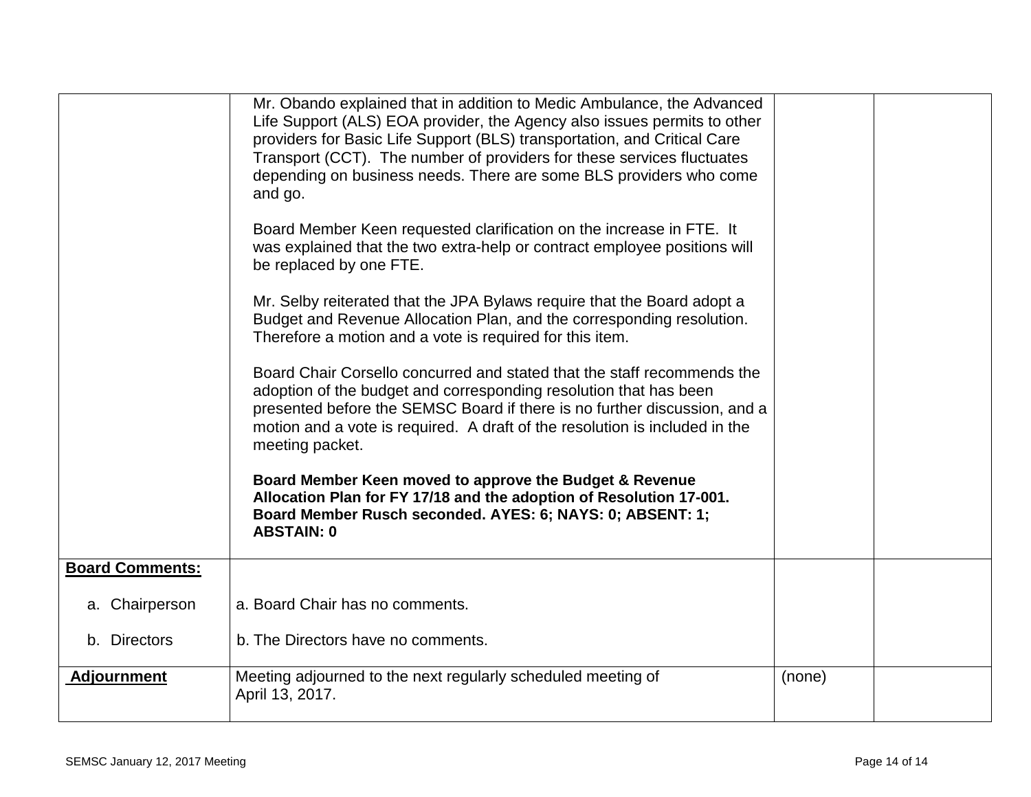| | | | |
|---|---|---|---|
| | Mr. Obando explained that in addition to Medic Ambulance, the Advanced Life Support (ALS) EOA provider, the Agency also issues permits to other providers for Basic Life Support (BLS) transportation, and Critical Care Transport (CCT). The number of providers for these services fluctuates depending on business needs. There are some BLS providers who come and go.<br><br>Board Member Keen requested clarification on the increase in FTE. It was explained that the two extra-help or contract employee positions will be replaced by one FTE.<br><br>Mr. Selby reiterated that the JPA Bylaws require that the Board adopt a Budget and Revenue Allocation Plan, and the corresponding resolution. Therefore a motion and a vote is required for this item.<br><br>Board Chair Corsello concurred and stated that the staff recommends the adoption of the budget and corresponding resolution that has been presented before the SEMSC Board if there is no further discussion, and a motion and a vote is required. A draft of the resolution is included in the meeting packet.<br><br>**Board Member Keen moved to approve the Budget & Revenue Allocation Plan for FY 17/18 and the adoption of Resolution 17-001. Board Member Rusch seconded. AYES: 6; NAYS: 0; ABSENT: 1; ABSTAIN: 0** | | |
| **Board Comments:**<br><br>a. Chairperson<br><br>b. Directors | <br><br>a. Board Chair has no comments.<br><br>b. The Directors have no comments. | | |
| **Adjournment** | Meeting adjourned to the next regularly scheduled meeting of April 13, 2017. | (none) | |